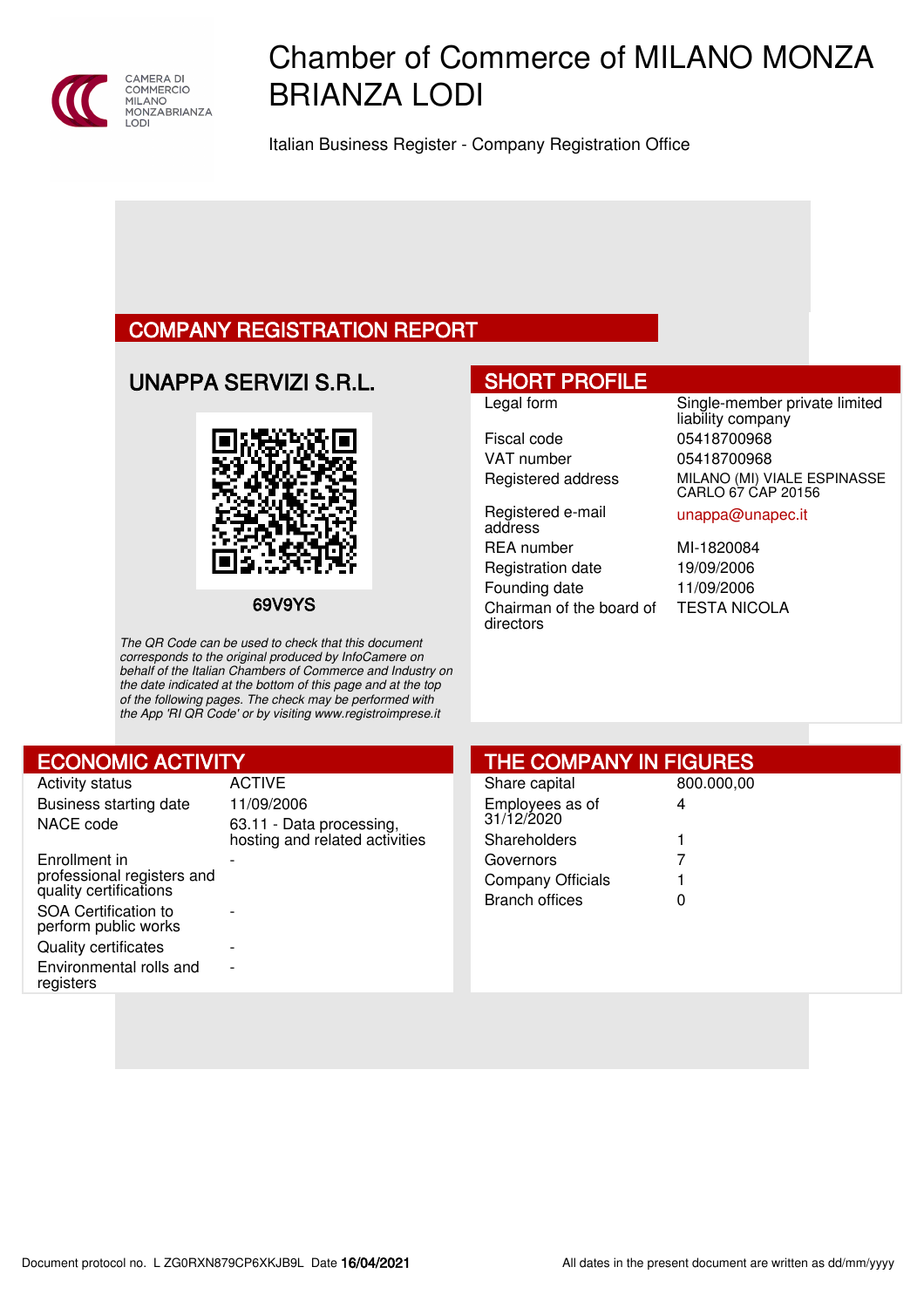CAMERA DI COMMERCIO MILANO MONZABRIANZA LODI

# Chamber of Commerce of MILANO MONZA BRIANZA LODI

Italian Business Register - Company Registration Office

## COMPANY REGISTRATION REPORT

### UNAPPA SERVIZI S.R.L.

69V9YS

*The QR Code can be used to check that this document corresponds to the original produced by InfoCamere on behalf of the Italian Chambers of Commerce and Industry on the date indicated at the bottom of this page and at the top of the following pages. The check may be performed with the App 'RI QR Code' or by visiting www.registroimprese.it*

## SHORT PROFILE

| | |
|---|---|
| Legal form | Single-member private limited liability company |
| Fiscal code | 05418700968 |
| VAT number | 05418700968 |
| Registered address | MILANO (MI) VIALE ESPINASSE CARLO 67 CAP 20156 |
| Registered e-mail address | unappa@unapec.it |
| REA number | MI-1820084 |
| Registration date | 19/09/2006 |
| Founding date | 11/09/2006 |
| Chairman of the board of directors | TESTA NICOLA |

## ECONOMIC ACTIVITY

| | |
|---|---|
| Activity status | ACTIVE |
| Business starting date | 11/09/2006 |
| NACE code | 63.11 - Data processing, hosting and related activities |
| Enrollment in professional registers and quality certifications | - |
| SOA Certification to perform public works | - |
| Quality certificates | - |
| Environmental rolls and registers | - |

## THE COMPANY IN FIGURES

| | |
|---|---|
| Share capital | 800.000,00 |
| Employees as of 31/12/2020 | 4 |
| Shareholders | 1 |
| Governors | 7 |
| Company Officials | 1 |
| Branch offices | 0 |

Document protocol no. L ZG0RXN879CP6XKJB9L Date **16/04/2021**

All dates in the present document are written as dd/mm/yyyy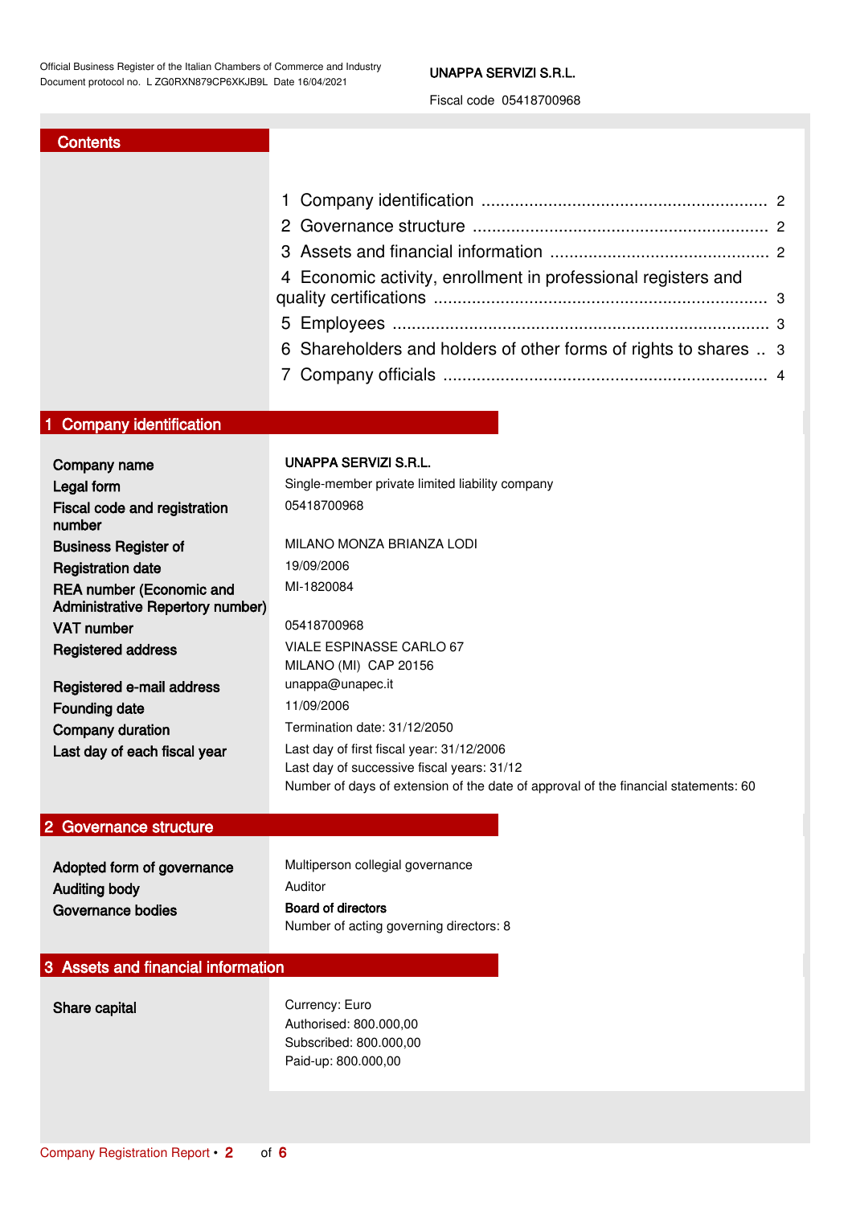Official Business Register of the Italian Chambers of Commerce and Industry
Document protocol no. L ZG0RXN879CP6XKJB9L Date 16/04/2021

UNAPPA SERVIZI S.R.L.

Fiscal code 05418700968

## Contents

1 Company identification ........................................................ 2
2 Governance structure ........................................................ 2
3 Assets and financial information ........................................ 2
4 Economic activity, enrollment in professional registers and quality certifications ........................................................ 3
5 Employees ........................................................ 3
6 Shareholders and holders of other forms of rights to shares .. 3
7 Company officials ........................................................ 4

## 1 Company identification

| | |
|---|---|
| **Company name** | **UNAPPA SERVIZI S.R.L.** |
| **Legal form** | Single-member private limited liability company |
| **Fiscal code and registration number** | 05418700968 |
| **Business Register of** | MILANO MONZA BRIANZA LODI |
| **Registration date** | 19/09/2006 |
| **REA number (Economic and Administrative Repertory number)** | MI-1820084 |
| **VAT number** | 05418700968 |
| **Registered address** | VIALE ESPINASSE CARLO 67<br>MILANO (MI) CAP 20156 |
| **Registered e-mail address** | unappa@unapec.it |
| **Founding date** | 11/09/2006 |
| **Company duration** | Termination date: 31/12/2050 |
| **Last day of each fiscal year** | Last day of first fiscal year: 31/12/2006<br>Last day of successive fiscal years: 31/12<br>Number of days of extension of the date of approval of the financial statements: 60 |

## 2 Governance structure

| | |
|---|---|
| **Adopted form of governance** | Multiperson collegial governance |
| **Auditing body** | Auditor |
| **Governance bodies** | **Board of directors**<br>Number of acting governing directors: 8 |

## 3 Assets and financial information

| | |
|---|---|
| **Share capital** | Currency: Euro<br>Authorised: 800.000,00<br>Subscribed: 800.000,00<br>Paid-up: 800.000,00 |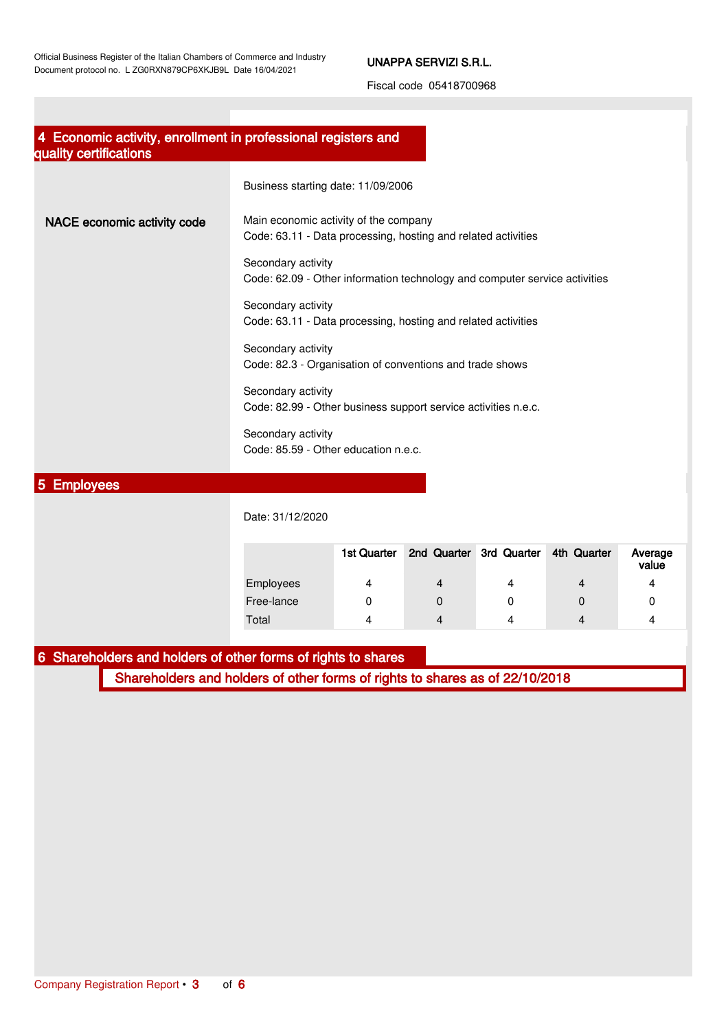## 4 Economic activity, enrollment in professional registers and quality certifications

Business starting date: 11/09/2006

**NACE economic activity code**

Main economic activity of the company
Code: 63.11 - Data processing, hosting and related activities

Secondary activity
Code: 62.09 - Other information technology and computer service activities

Secondary activity
Code: 63.11 - Data processing, hosting and related activities

Secondary activity
Code: 82.3 - Organisation of conventions and trade shows

Secondary activity
Code: 82.99 - Other business support service activities n.e.c.

Secondary activity
Code: 85.59 - Other education n.e.c.

## 5 Employees

Date: 31/12/2020

| | 1st Quarter | 2nd Quarter | 3rd Quarter | 4th Quarter | Average value |
|---|---|---|---|---|---|
| Employees | 4 | 4 | 4 | 4 | 4 |
| Free-lance | 0 | 0 | 0 | 0 | 0 |
| Total | 4 | 4 | 4 | 4 | 4 |

## 6 Shareholders and holders of other forms of rights to shares

### Shareholders and holders of other forms of rights to shares as of 22/10/2018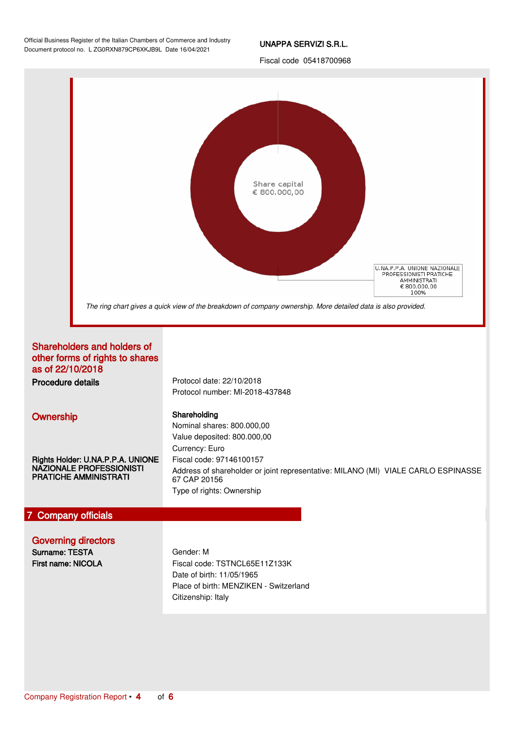Share capital
€ 800.000,00

U.NA.P.P.A. UNIONE NAZIONALE PROFESSIONISTI PRATICHE AMMINISTRATI
€ 800.000,00
100%

*The ring chart gives a quick view of the breakdown of company ownership. More detailed data is also provided.*

## Shareholders and holders of other forms of rights to shares as of 22/10/2018

**Procedure details**

Protocol date: 22/10/2018
Protocol number: MI-2018-437848

## Ownership

**Shareholding**
Nominal shares: 800.000,00
Value deposited: 800.000,00
Currency: Euro

**Rights Holder: U.NA.P.P.A. UNIONE NAZIONALE PROFESSIONISTI PRATICHE AMMINISTRATI**

Fiscal code: 97146100157
Address of shareholder or joint representative: MILANO (MI) VIALE CARLO ESPINASSE 67 CAP 20156
Type of rights: Ownership

# 7 Company officials

## Governing directors

**Surname: TESTA**
**First name: NICOLA**

Gender: M
Fiscal code: TSTNCL65E11Z133K
Date of birth: 11/05/1965
Place of birth: MENZIKEN - Switzerland
Citizenship: Italy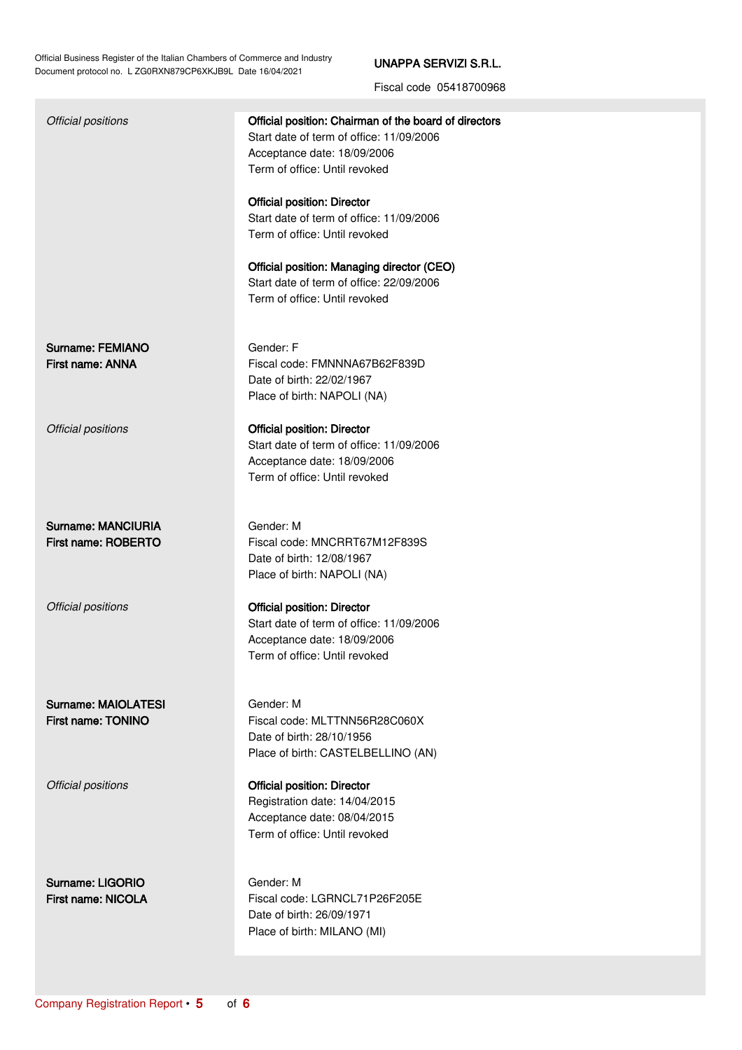| | |
|---|---|
| *Official positions* | **Official position: Chairman of the board of directors**<br>Start date of term of office: 11/09/2006<br>Acceptance date: 18/09/2006<br>Term of office: Until revoked<br><br>**Official position: Director**<br>Start date of term of office: 11/09/2006<br>Term of office: Until revoked<br><br>**Official position: Managing director (CEO)**<br>Start date of term of office: 22/09/2006<br>Term of office: Until revoked |
| **Surname: FEMIANO**<br>**First name: ANNA** | Gender: F<br>Fiscal code: FMNNNA67B62F839D<br>Date of birth: 22/02/1967<br>Place of birth: NAPOLI (NA) |
| *Official positions* | **Official position: Director**<br>Start date of term of office: 11/09/2006<br>Acceptance date: 18/09/2006<br>Term of office: Until revoked |
| **Surname: MANCIURIA**<br>**First name: ROBERTO** | Gender: M<br>Fiscal code: MNCRRT67M12F839S<br>Date of birth: 12/08/1967<br>Place of birth: NAPOLI (NA) |
| *Official positions* | **Official position: Director**<br>Start date of term of office: 11/09/2006<br>Acceptance date: 18/09/2006<br>Term of office: Until revoked |
| **Surname: MAIOLATESI**<br>**First name: TONINO** | Gender: M<br>Fiscal code: MLTTNN56R28C060X<br>Date of birth: 28/10/1956<br>Place of birth: CASTELBELLINO (AN) |
| *Official positions* | **Official position: Director**<br>Registration date: 14/04/2015<br>Acceptance date: 08/04/2015<br>Term of office: Until revoked |
| **Surname: LIGORIO**<br>**First name: NICOLA** | Gender: M<br>Fiscal code: LGRNCL71P26F205E<br>Date of birth: 26/09/1971<br>Place of birth: MILANO (MI) |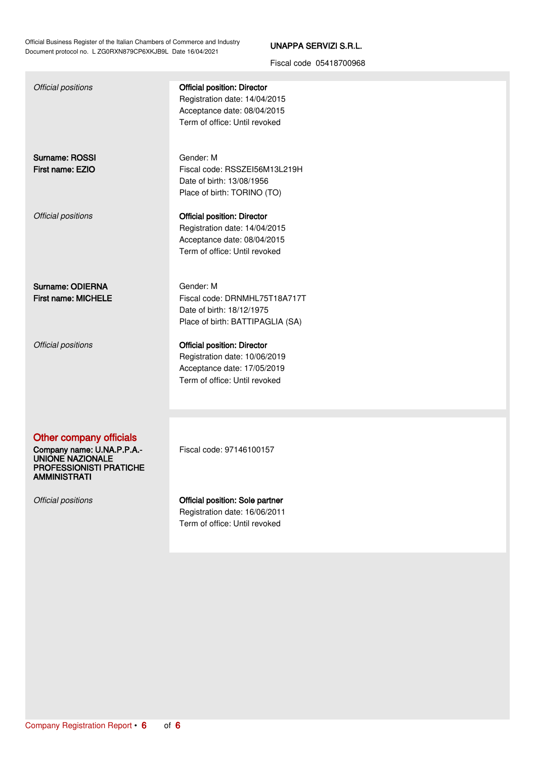*Official positions*

**Official position: Director**
Registration date: 14/04/2015
Acceptance date: 08/04/2015
Term of office: Until revoked

| | |
|---|---|
| **Surname: ROSSI**<br>**First name: EZIO** | Gender: M<br>Fiscal code: RSSZEI56M13L219H<br>Date of birth: 13/08/1956<br>Place of birth: TORINO (TO) |
| *Official positions* | **Official position: Director**<br>Registration date: 14/04/2015<br>Acceptance date: 08/04/2015<br>Term of office: Until revoked |
| **Surname: ODIERNA**<br>**First name: MICHELE** | Gender: M<br>Fiscal code: DRNMHL75T18A717T<br>Date of birth: 18/12/1975<br>Place of birth: BATTIPAGLIA (SA) |
| *Official positions* | **Official position: Director**<br>Registration date: 10/06/2019<br>Acceptance date: 17/05/2019<br>Term of office: Until revoked |

## Other company officials

| | |
|---|---|
| **Company name: U.NA.P.P.A.- UNIONE NAZIONALE PROFESSIONISTI PRATICHE AMMINISTRATI** | Fiscal code: 97146100157 |
| *Official positions* | **Official position: Sole partner**<br>Registration date: 16/06/2011<br>Term of office: Until revoked |